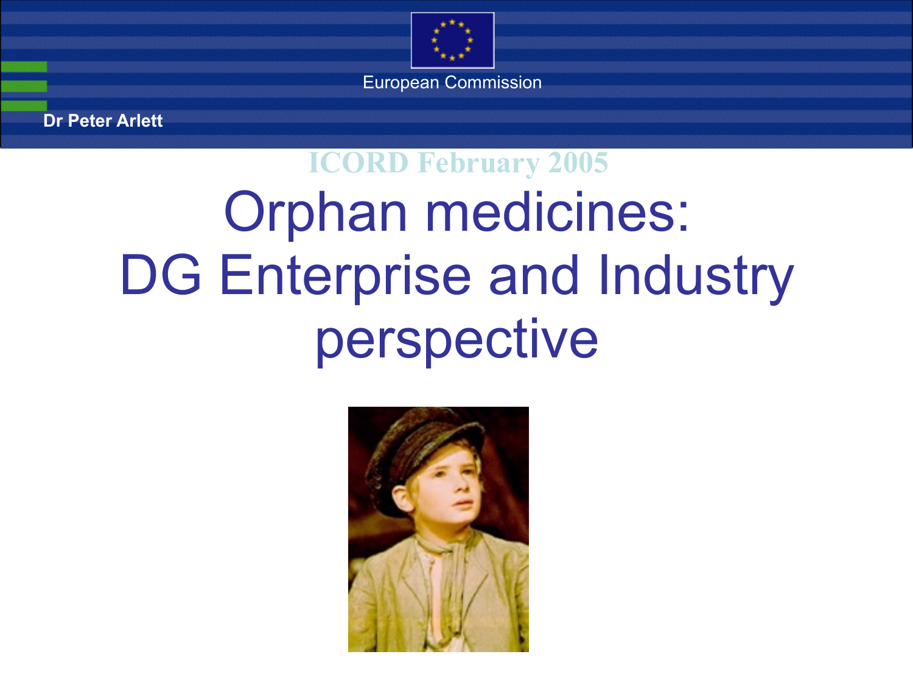European Commission

Dr Peter Arlett

ICORD February 2005

# Orphan medicines: DG Enterprise and Industry perspective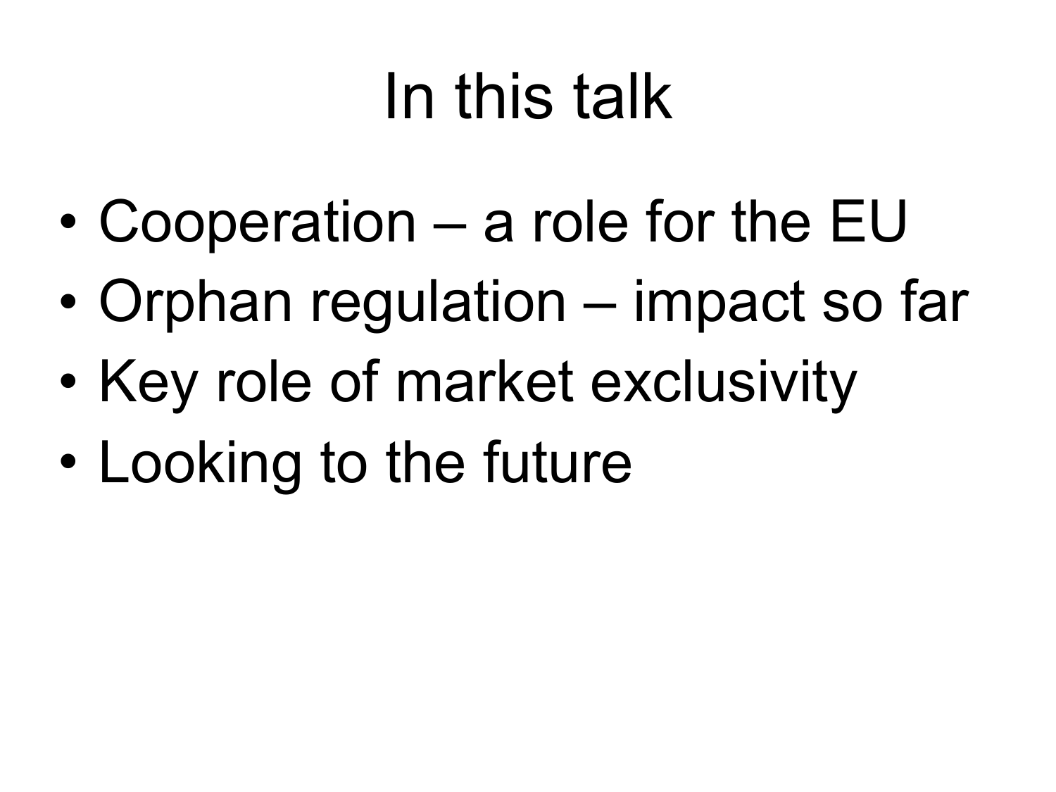# In this talk

- Cooperation – a role for the EU
- Orphan regulation – impact so far
- Key role of market exclusivity
- Looking to the future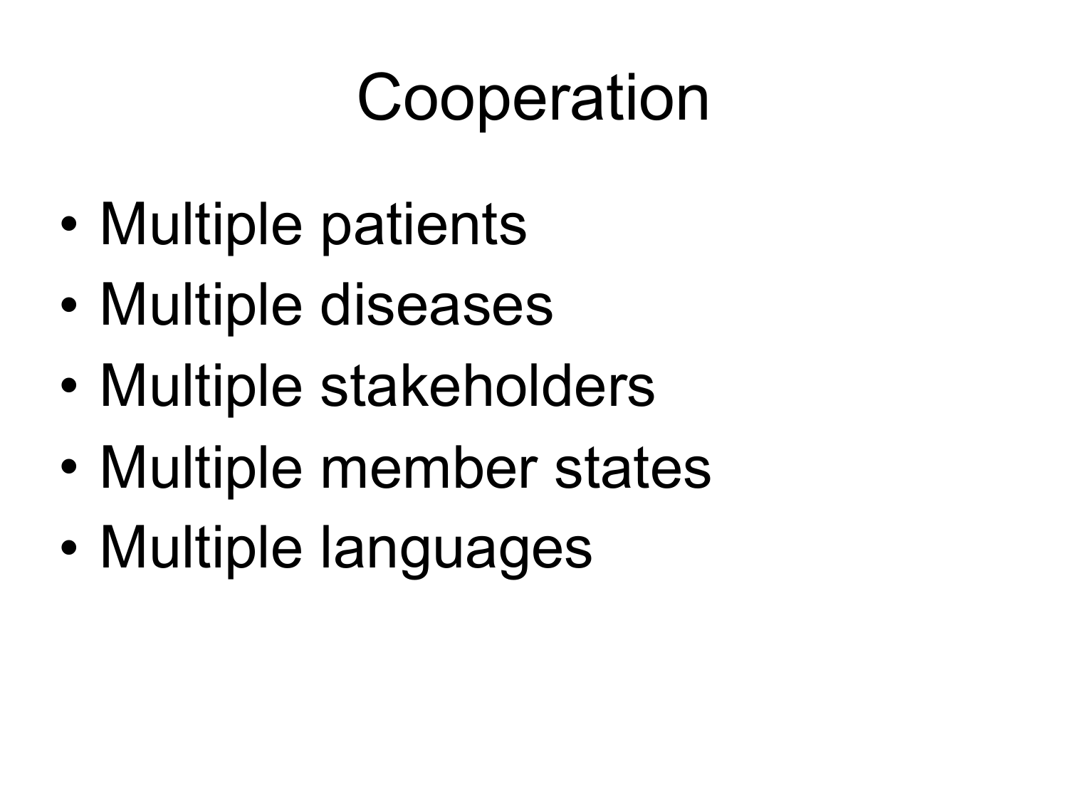# Cooperation

- Multiple patients
- Multiple diseases
- Multiple stakeholders
- Multiple member states
- Multiple languages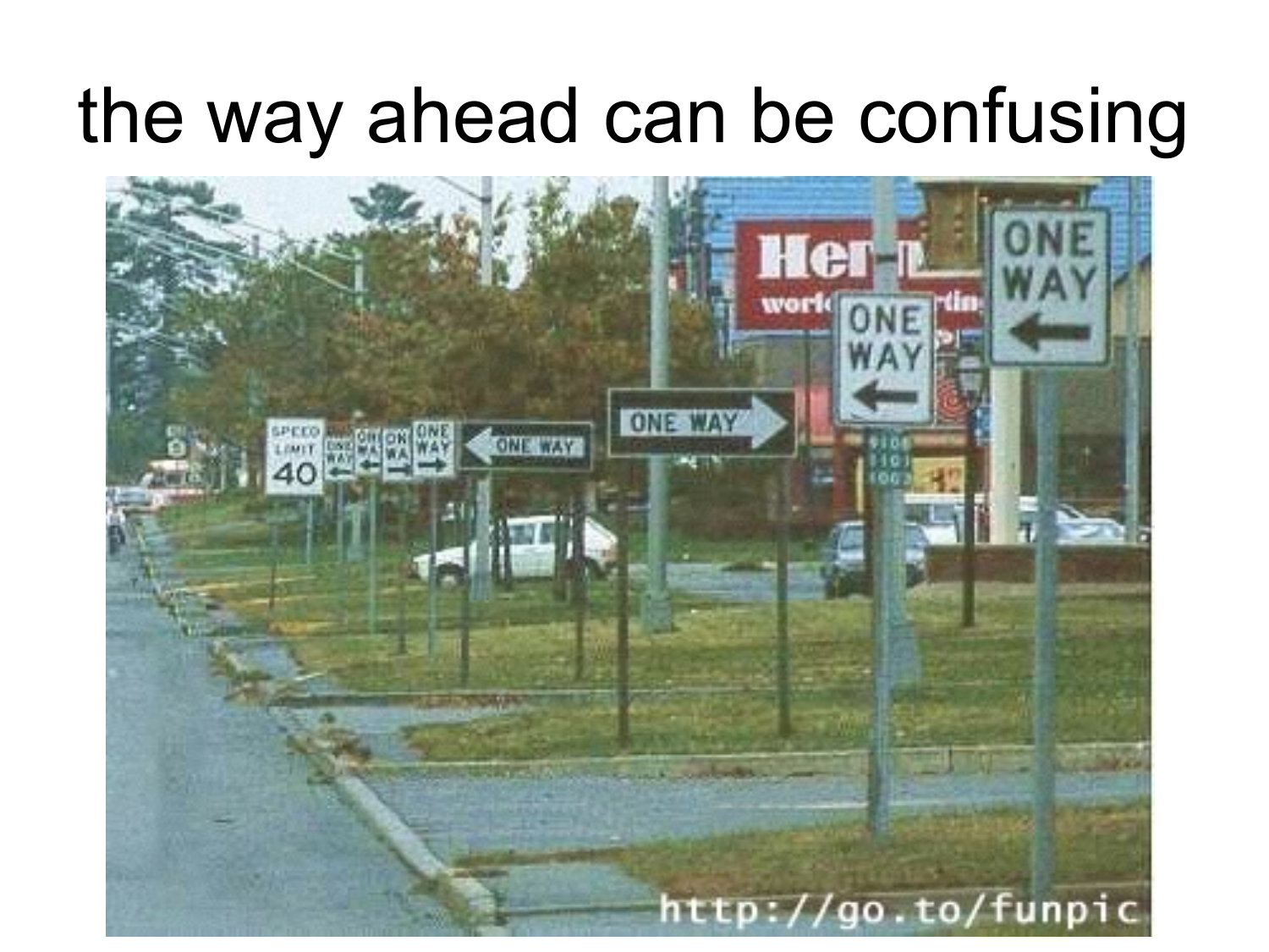# the way ahead can be confusing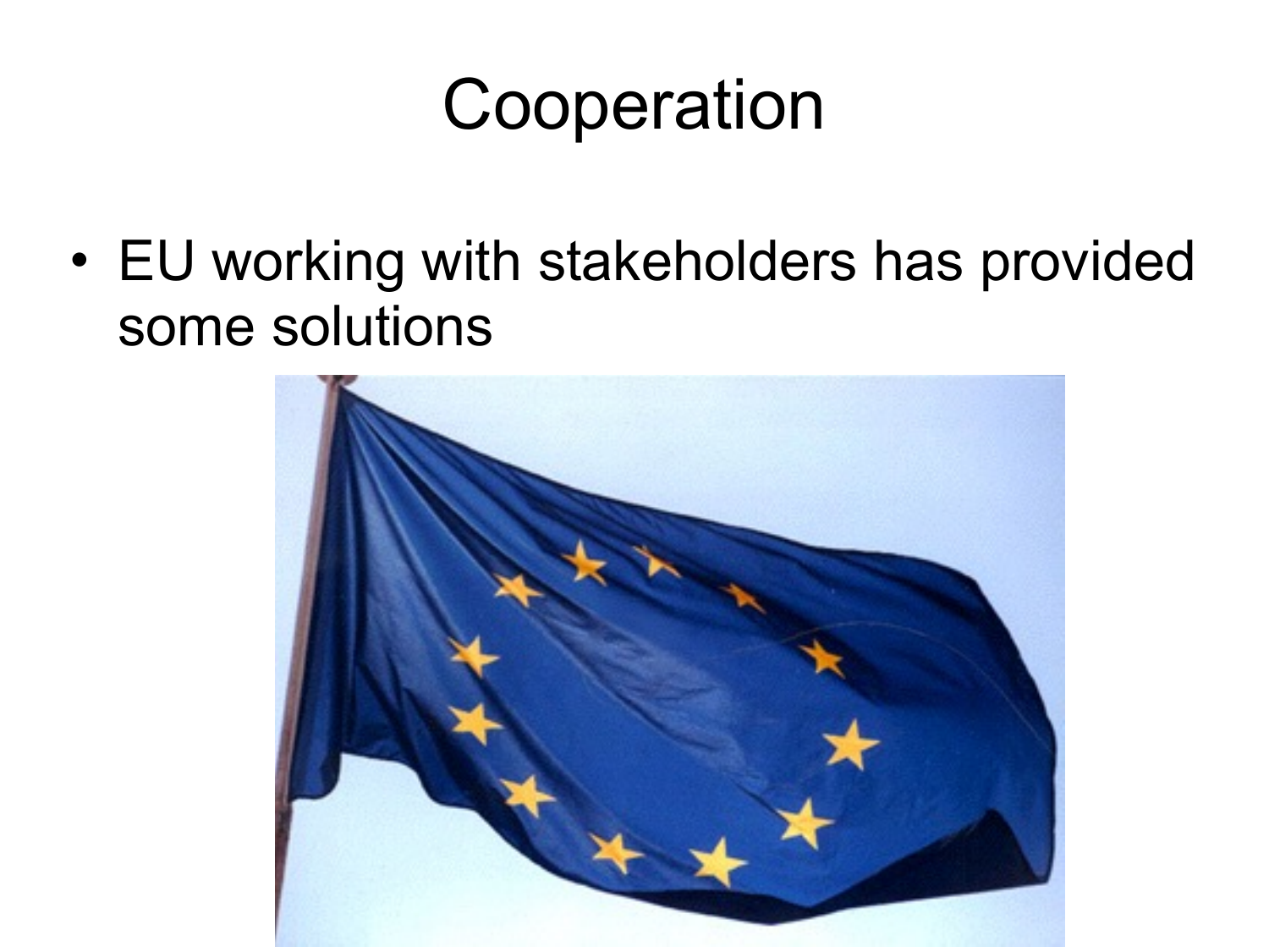# Cooperation

- EU working with stakeholders has provided some solutions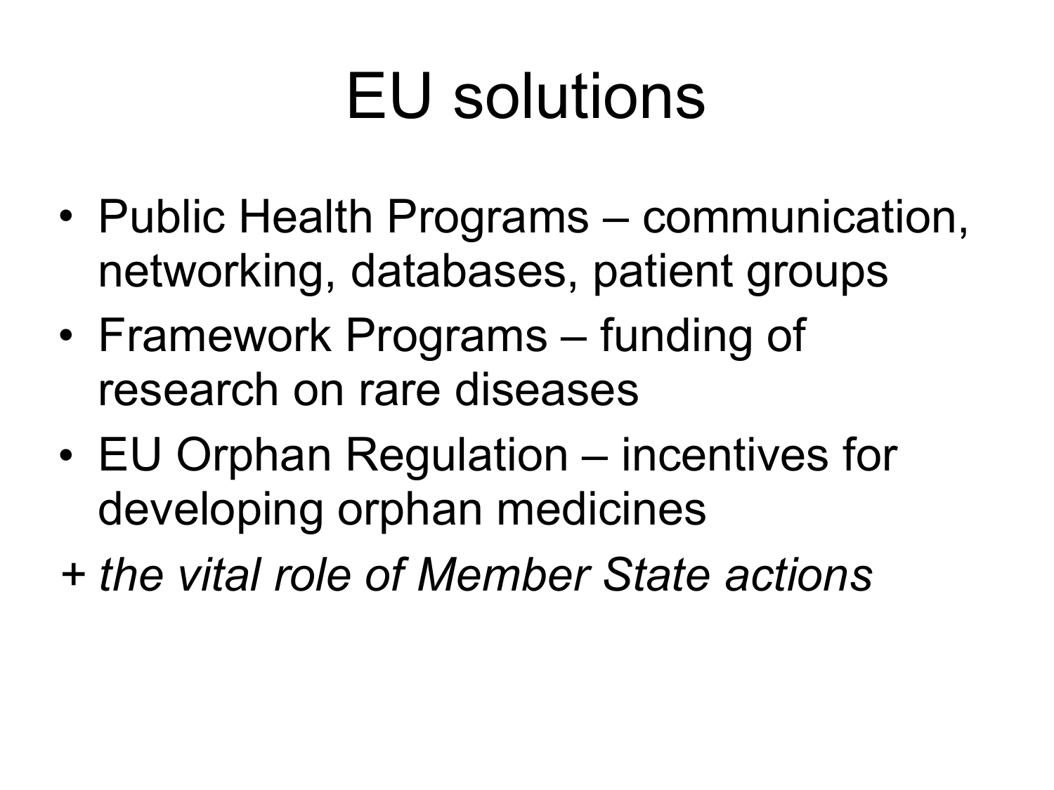# EU solutions

- Public Health Programs – communication, networking, databases, patient groups
- Framework Programs – funding of research on rare diseases
- EU Orphan Regulation – incentives for developing orphan medicines

*+ the vital role of Member State actions*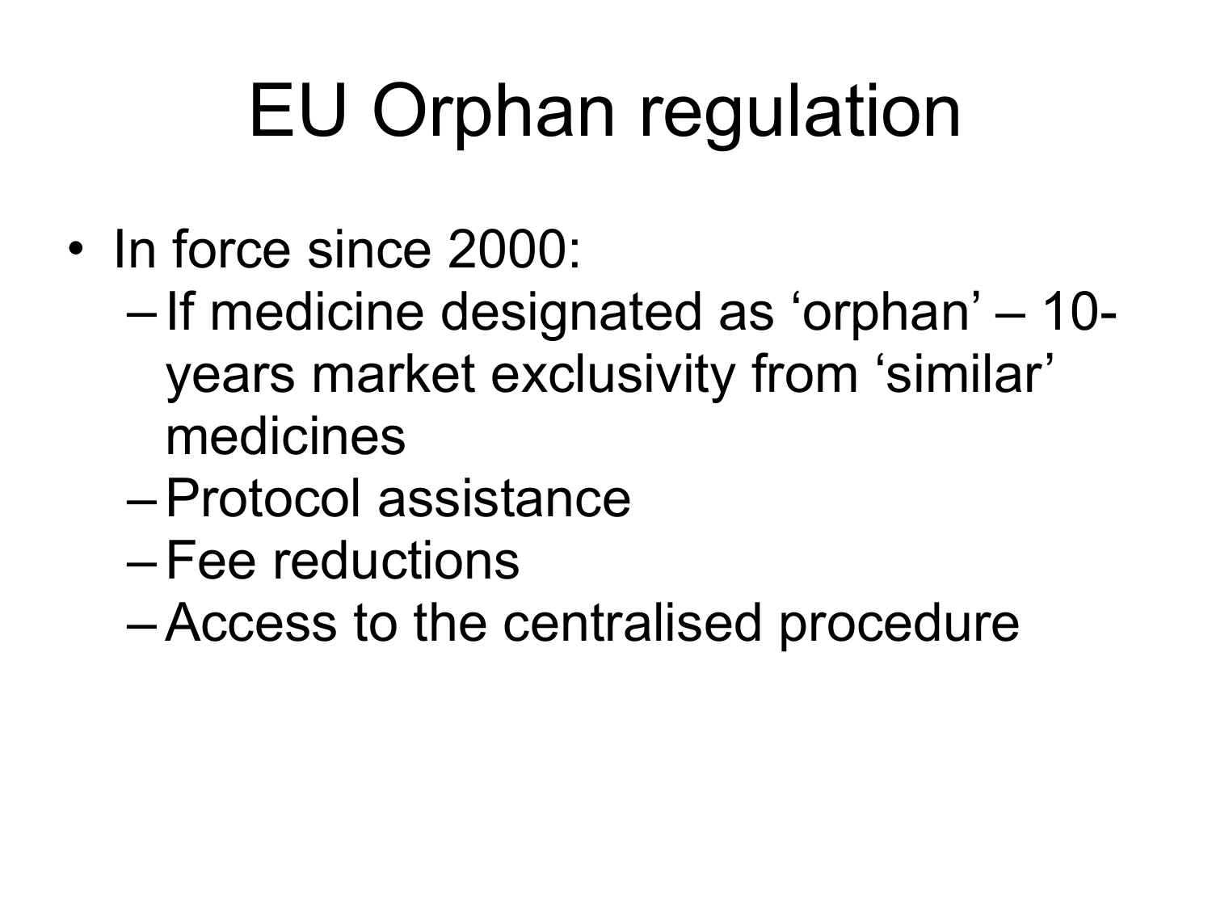# EU Orphan regulation

- In force since 2000:
  - If medicine designated as ‘orphan’ – 10-years market exclusivity from ‘similar’ medicines
  - Protocol assistance
  - Fee reductions
  - Access to the centralised procedure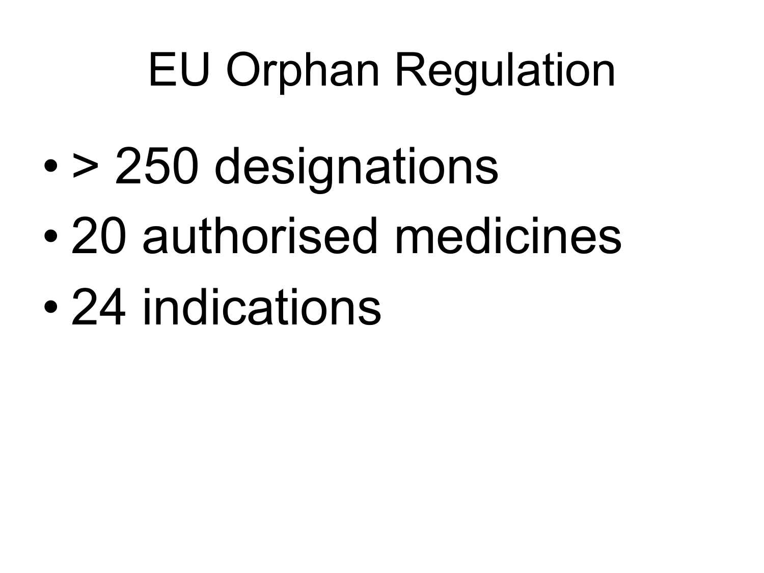# EU Orphan Regulation

- > 250 designations
- 20 authorised medicines
- 24 indications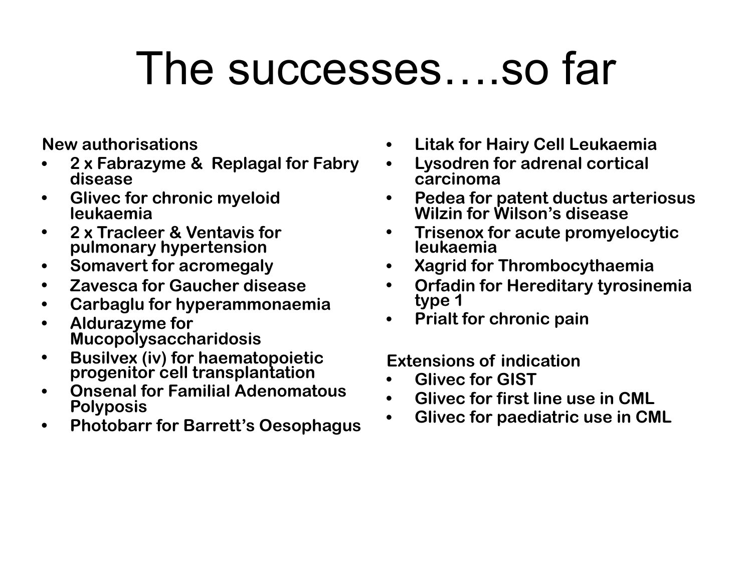# The successes….so far

**New authorisations**

- **2 x Fabrazyme & Replagal for Fabry disease**
- **Glivec for chronic myeloid leukaemia**
- **2 x Tracleer & Ventavis for pulmonary hypertension**
- **Somavert for acromegaly**
- **Zavesca for Gaucher disease**
- **Carbaglu for hyperammonaemia**
- **Aldurazyme for Mucopolysaccharidosis**
- **Busilvex (iv) for haematopoietic progenitor cell transplantation**
- **Onsenal for Familial Adenomatous Polyposis**
- **Photobarr for Barrett's Oesophagus**
- **Litak for Hairy Cell Leukaemia**
- **Lysodren for adrenal cortical carcinoma**
- **Pedea for patent ductus arteriosus Wilzin for Wilson's disease**
- **Trisenox for acute promyelocytic leukaemia**
- **Xagrid for Thrombocythaemia**
- **Orfadin for Hereditary tyrosinemia type 1**
- **Prialt for chronic pain**

**Extensions of indication**

- **Glivec for GIST**
- **Glivec for first line use in CML**
- **Glivec for paediatric use in CML**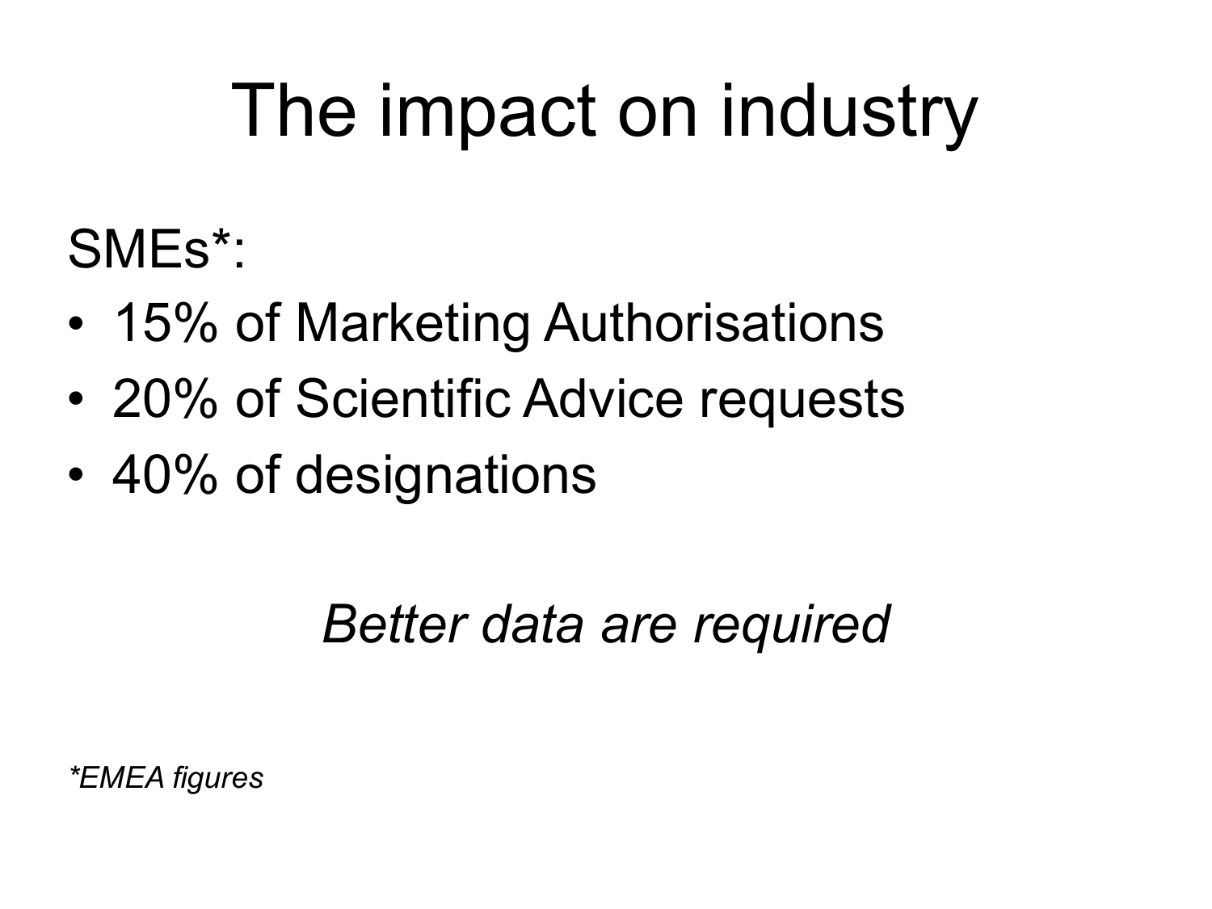# The impact on industry

SMEs*:

- 15% of Marketing Authorisations
- 20% of Scientific Advice requests
- 40% of designations

*Better data are required*

**Footnote:** **EMEA figures*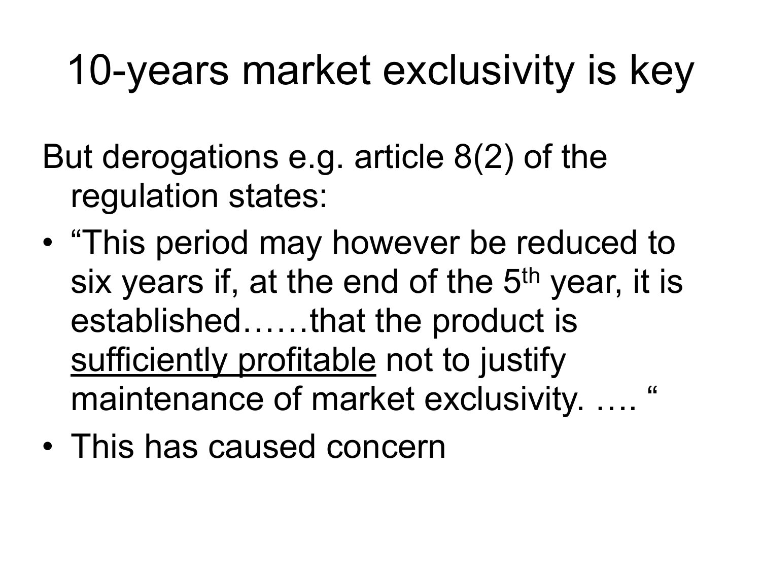# 10-years market exclusivity is key

But derogations e.g. article 8(2) of the regulation states:

- “This period may however be reduced to six years if, at the end of the 5th year, it is established……that the product is <u>sufficiently profitable</u> not to justify maintenance of market exclusivity. …. “
- This has caused concern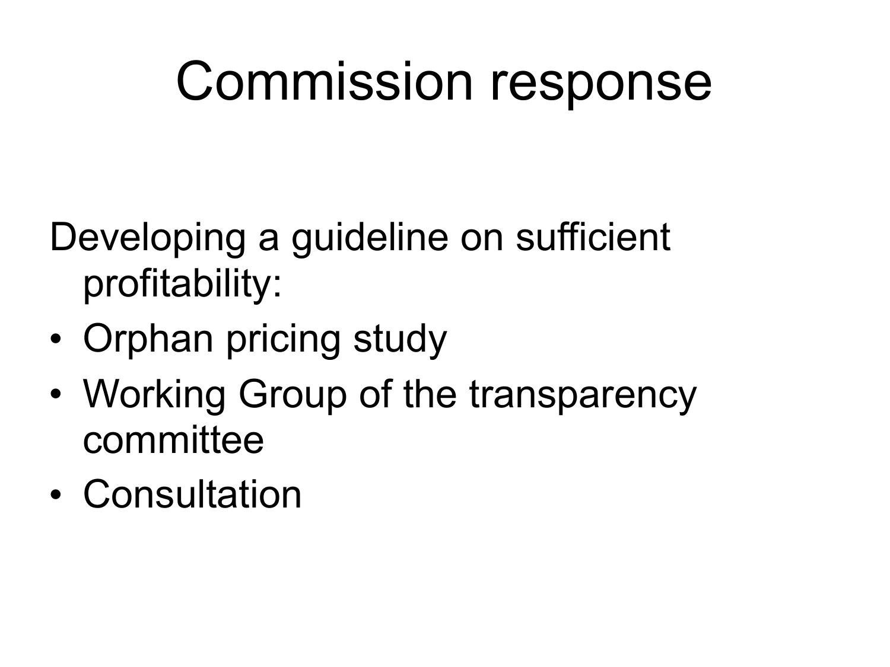# Commission response

Developing a guideline on sufficient profitability:

- Orphan pricing study
- Working Group of the transparency committee
- Consultation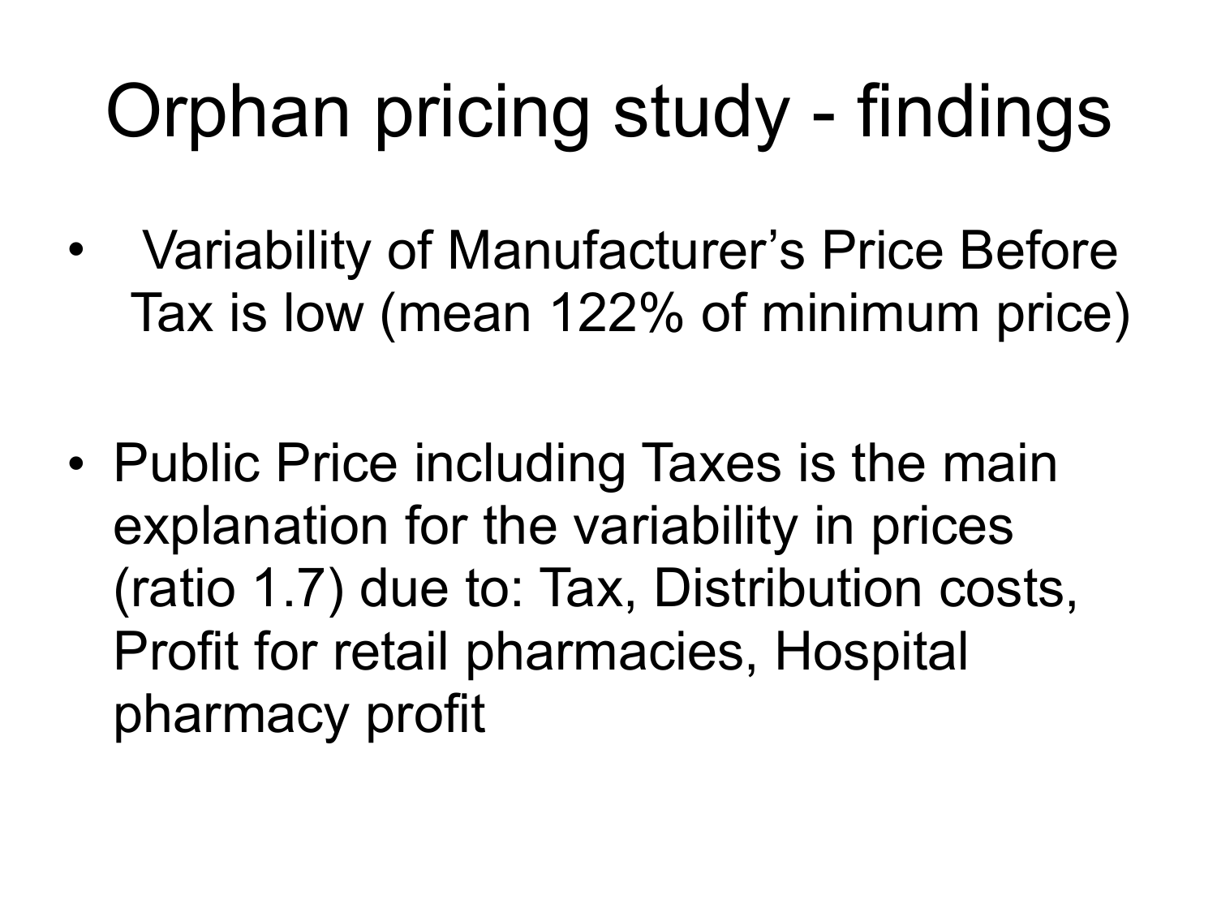# Orphan pricing study - findings

- Variability of Manufacturer's Price Before Tax is low (mean 122% of minimum price)
- Public Price including Taxes is the main explanation for the variability in prices (ratio 1.7) due to: Tax, Distribution costs, Profit for retail pharmacies, Hospital pharmacy profit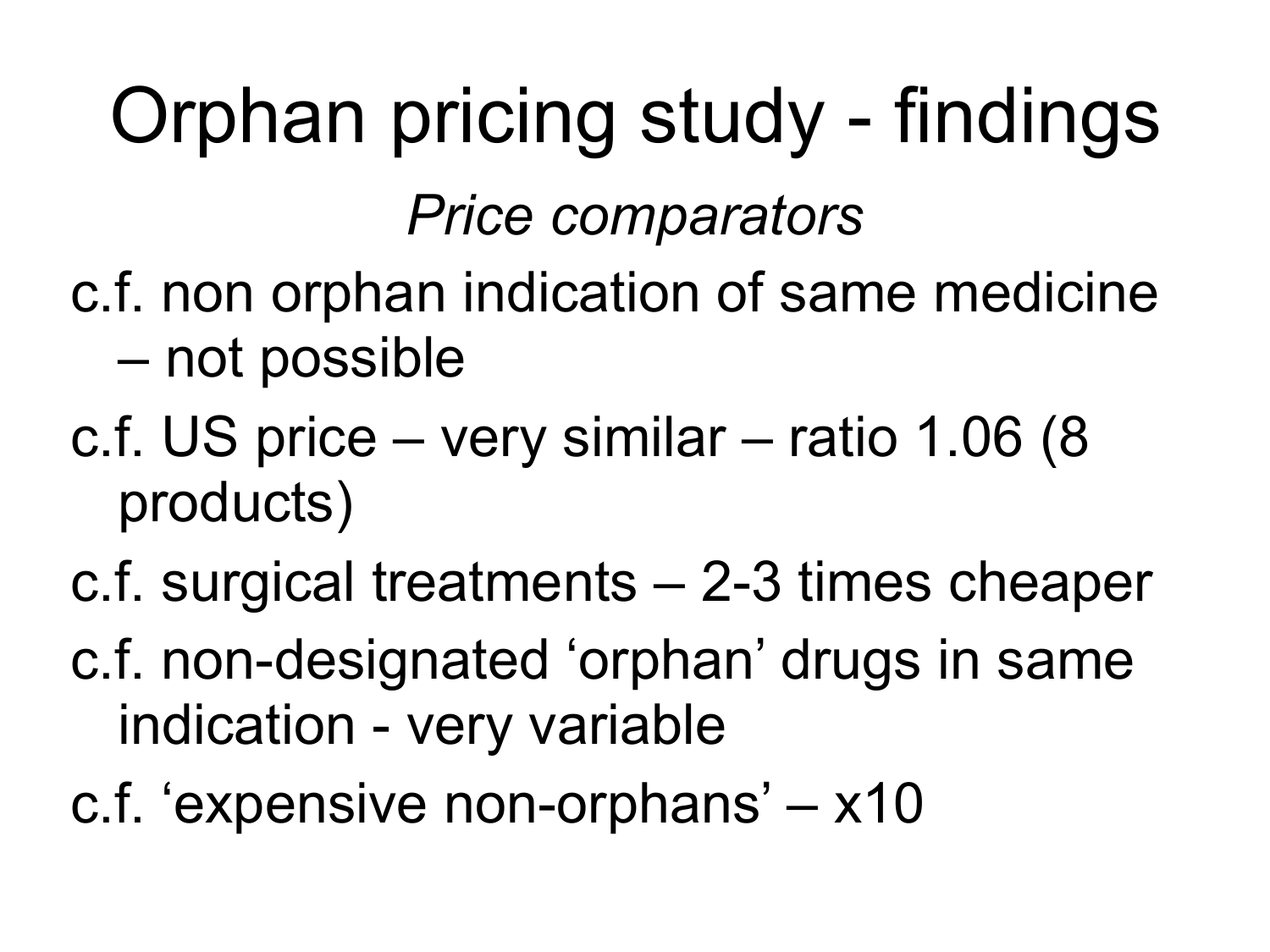# Orphan pricing study - findings

*Price comparators*

- c.f. non orphan indication of same medicine – not possible
- c.f. US price – very similar – ratio 1.06 (8 products)
- c.f. surgical treatments – 2-3 times cheaper
- c.f. non-designated ‘orphan’ drugs in same indication - very variable
- c.f. ‘expensive non-orphans’ – x10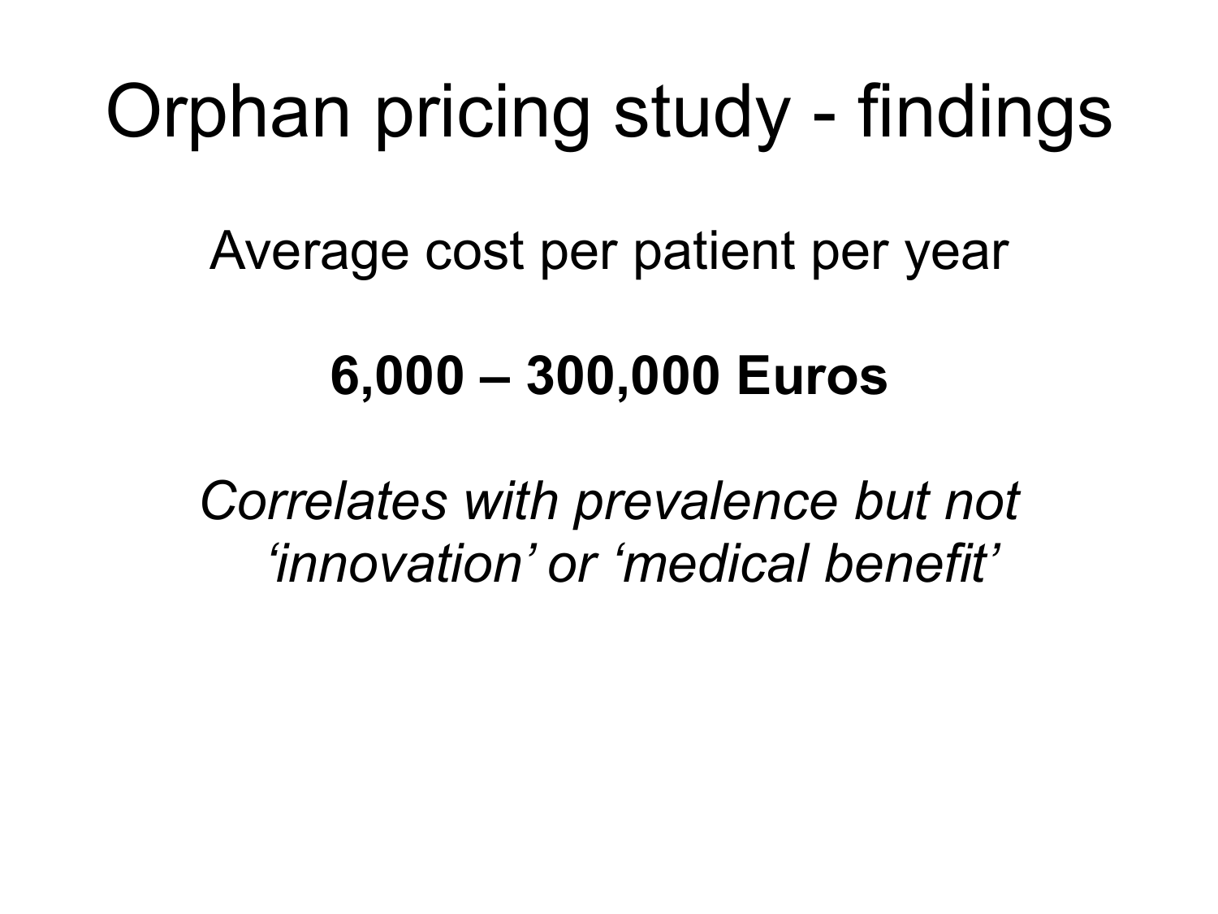# Orphan pricing study - findings

Average cost per patient per year

**6,000 – 300,000 Euros**

*Correlates with prevalence but not ‘innovation’ or ‘medical benefit’*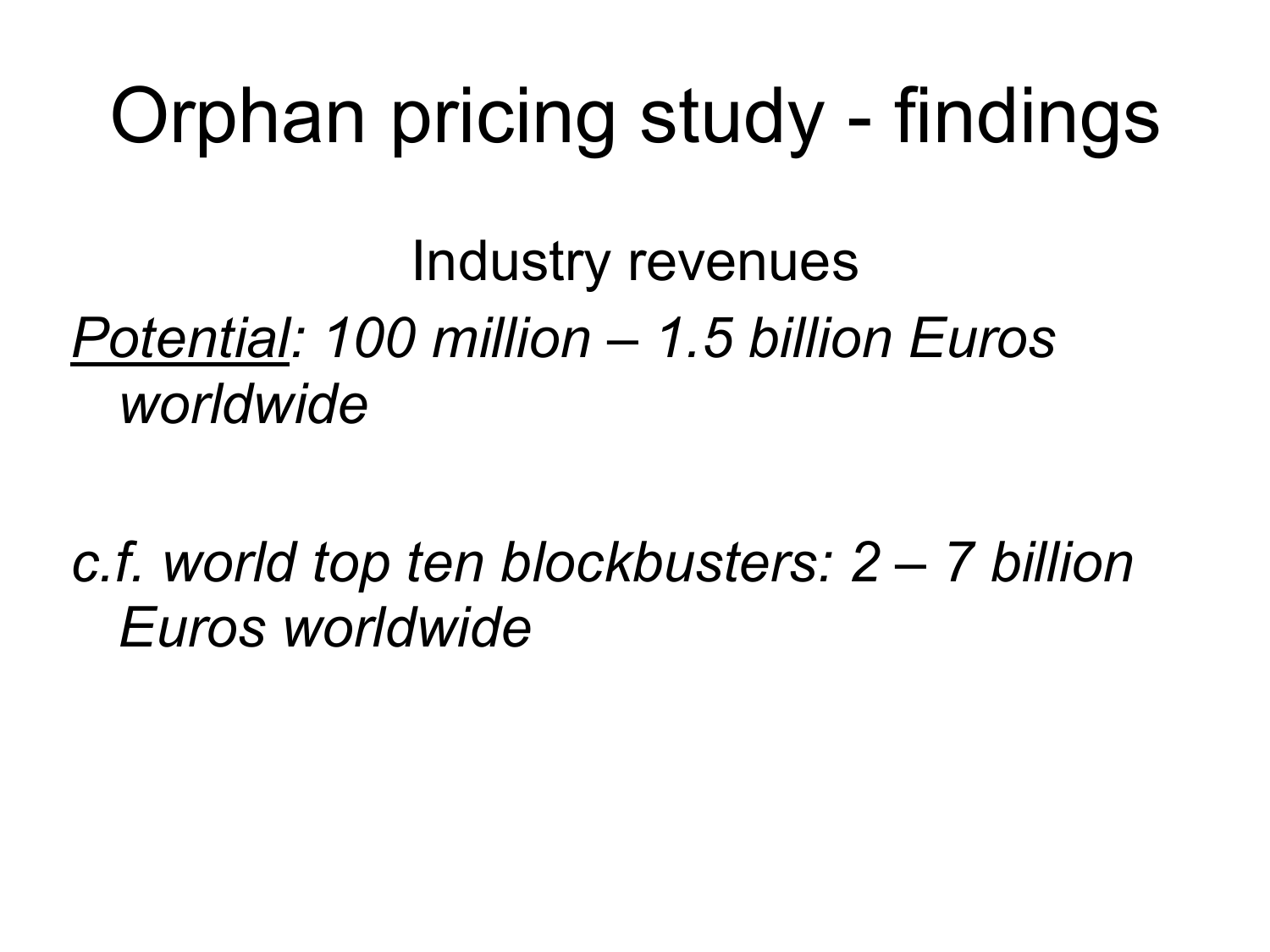# Orphan pricing study - findings

Industry revenues

*<u>Potential</u>: 100 million – 1.5 billion Euros worldwide*

*c.f. world top ten blockbusters: 2 – 7 billion Euros worldwide*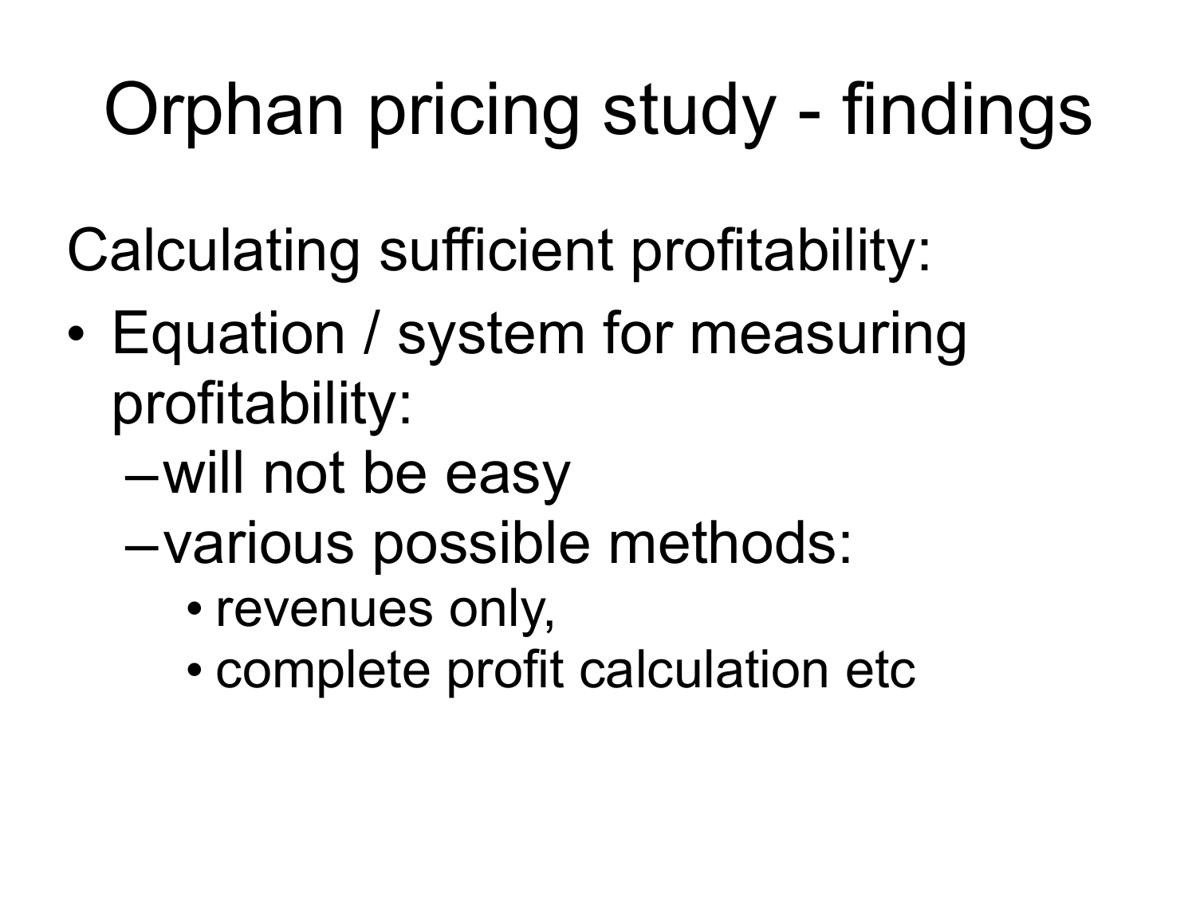# Orphan pricing study - findings

Calculating sufficient profitability:

- Equation / system for measuring profitability:
  - will not be easy
  - various possible methods:
    - revenues only,
    - complete profit calculation etc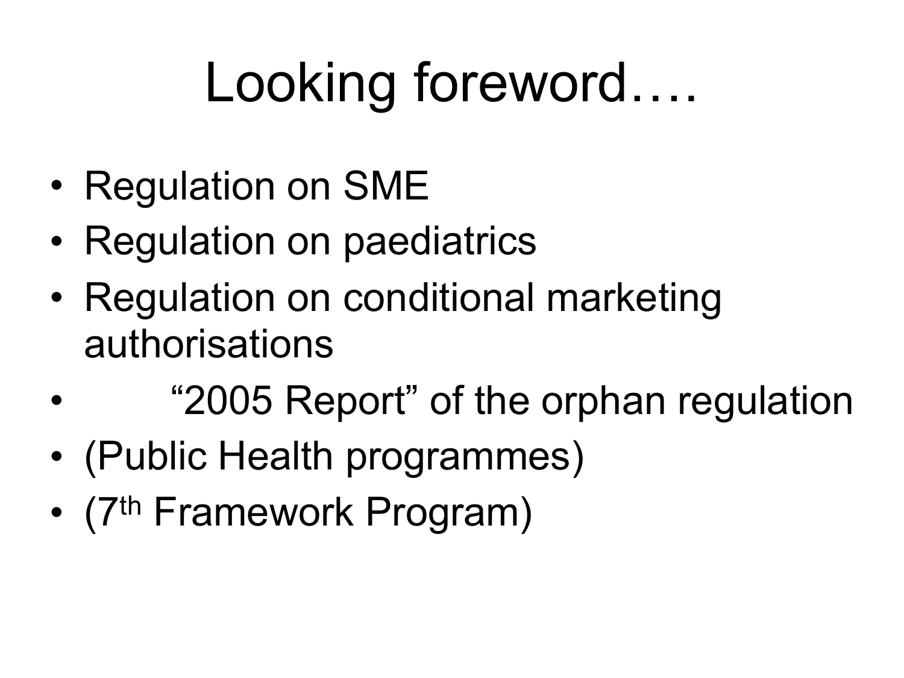# Looking foreword….

- Regulation on SME
- Regulation on paediatrics
- Regulation on conditional marketing authorisations
- "2005 Report" of the orphan regulation
- (Public Health programmes)
- ($7^{th}$ Framework Program)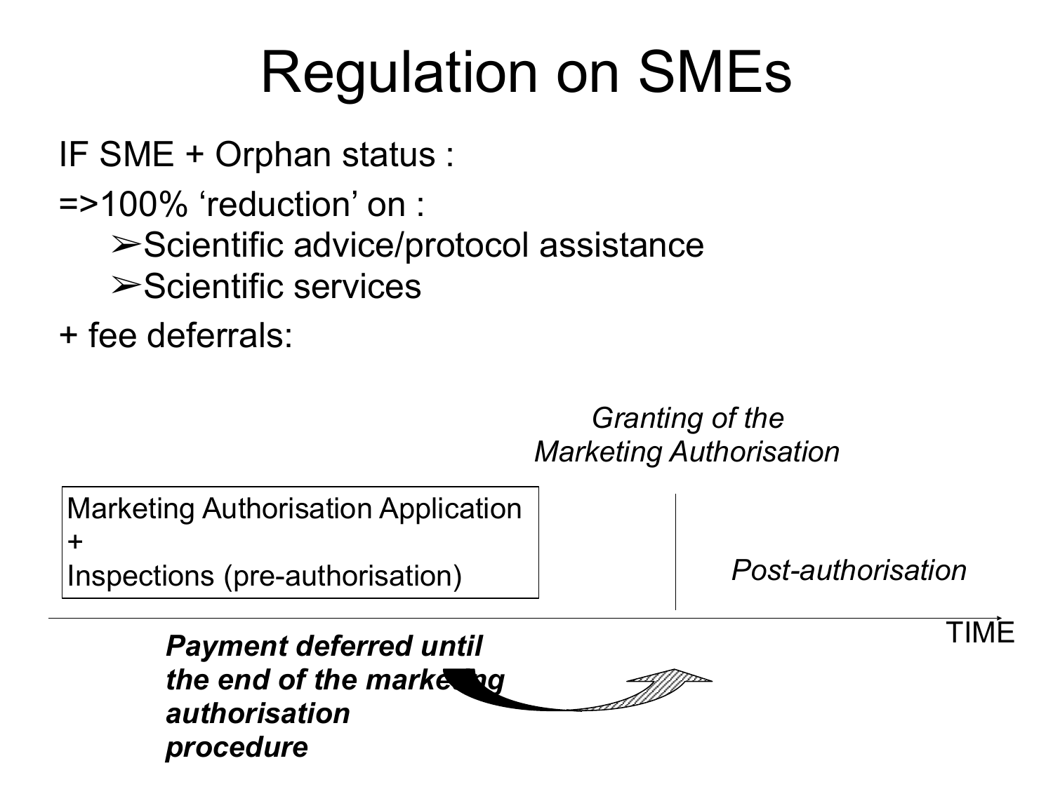# Regulation on SMEs

IF SME + Orphan status :

=>100% 'reduction' on :

- ➢Scientific advice/protocol assistance
- ➢Scientific services

+ fee deferrals:

*Granting of the Marketing Authorisation*

Marketing Authorisation Application
+
Inspections (pre-authorisation)

*Post-authorisation*

TIME

***Payment deferred until the end of the marketing authorisation procedure***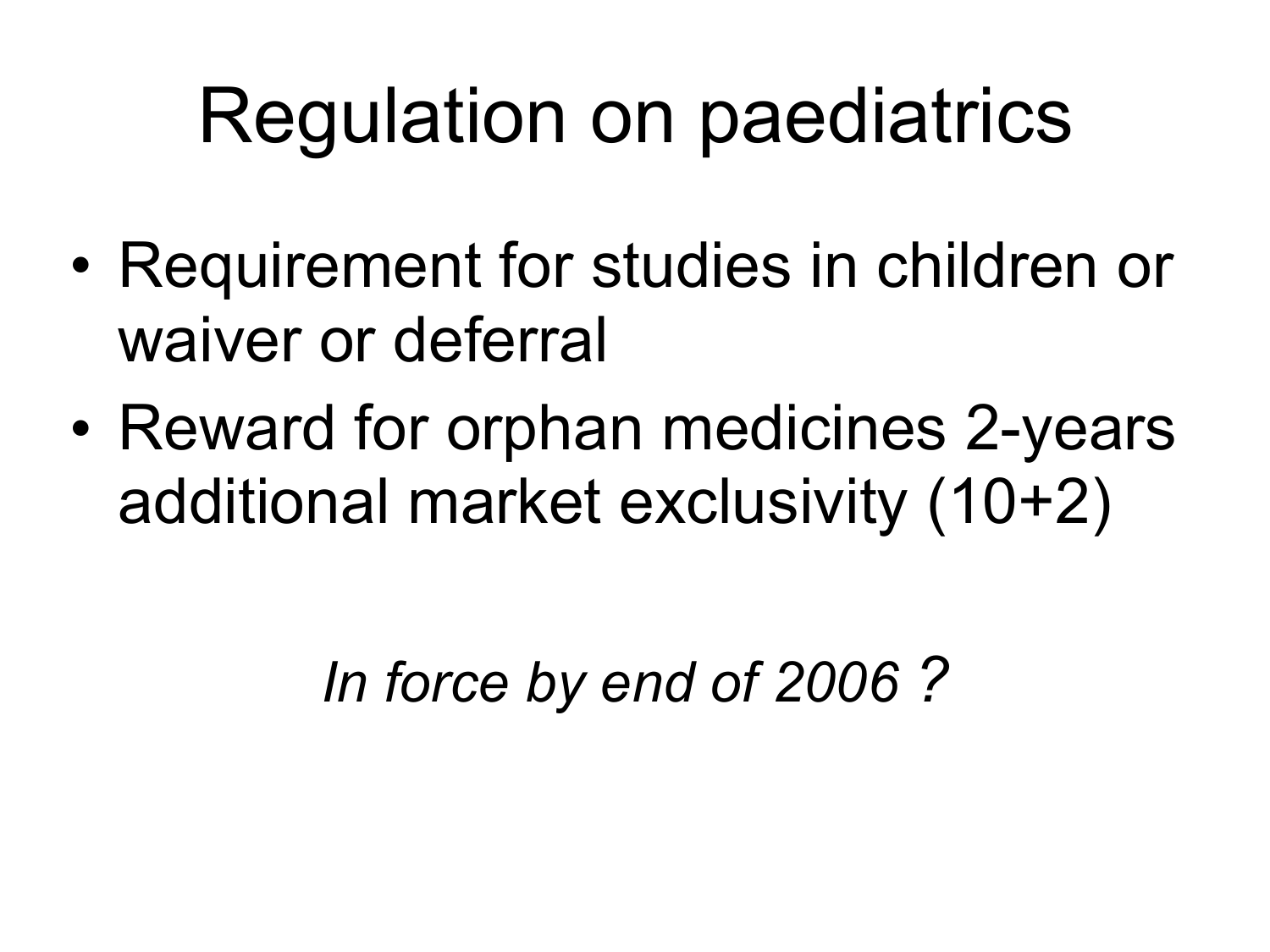# Regulation on paediatrics

- Requirement for studies in children or waiver or deferral
- Reward for orphan medicines 2-years additional market exclusivity (10+2)

*In force by end of 2006 ?*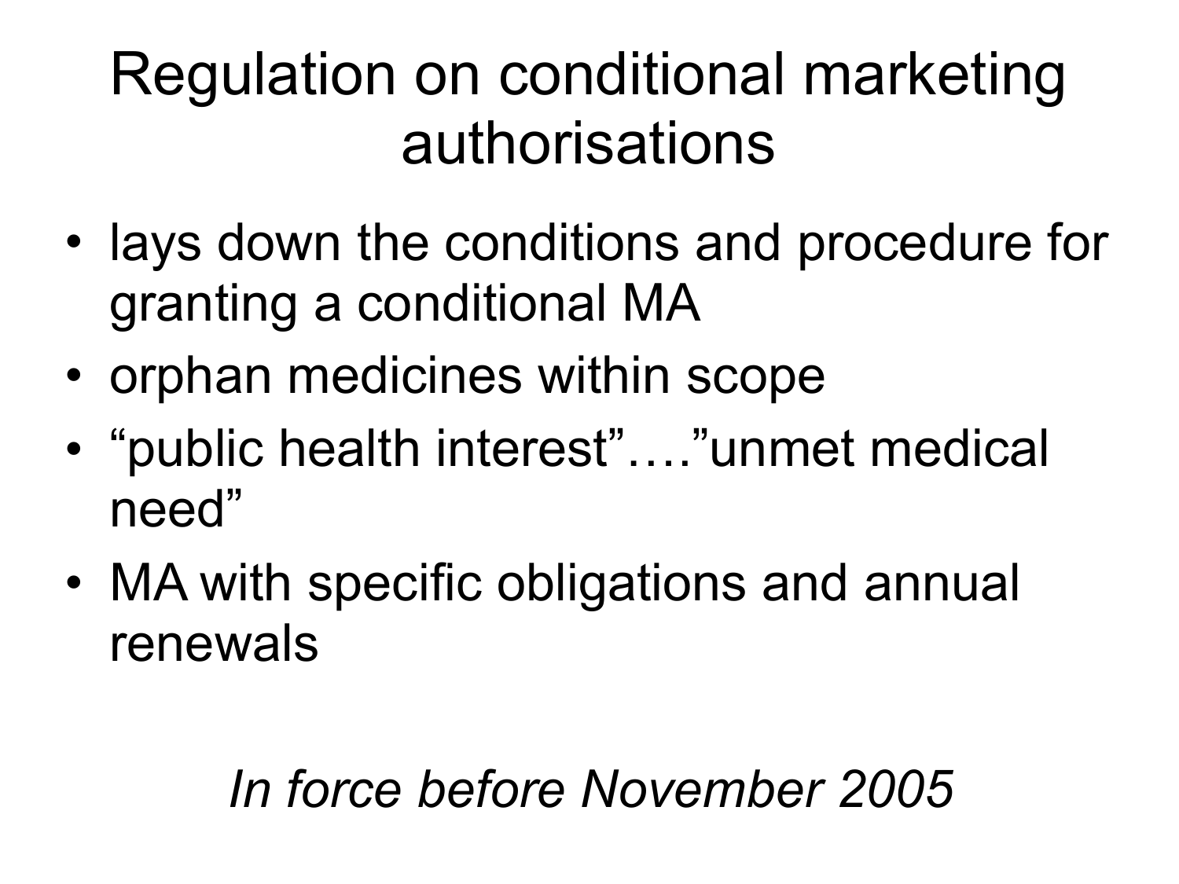# Regulation on conditional marketing authorisations

- lays down the conditions and procedure for granting a conditional MA
- orphan medicines within scope
- “public health interest”….”unmet medical need”
- MA with specific obligations and annual renewals

*In force before November 2005*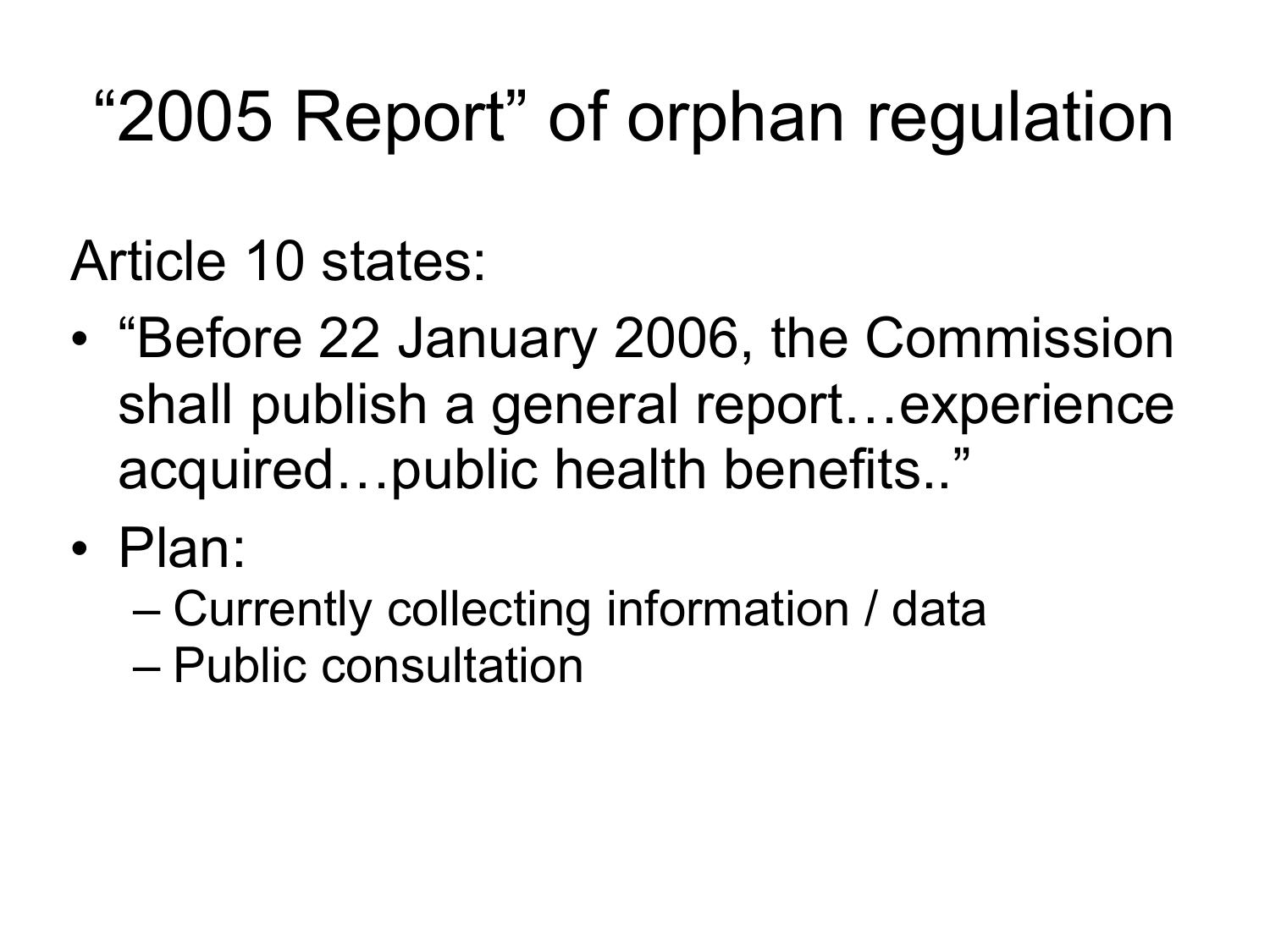# "2005 Report" of orphan regulation

Article 10 states:

- "Before 22 January 2006, the Commission shall publish a general report…experience acquired…public health benefits.."
- Plan:
  - Currently collecting information / data
  - Public consultation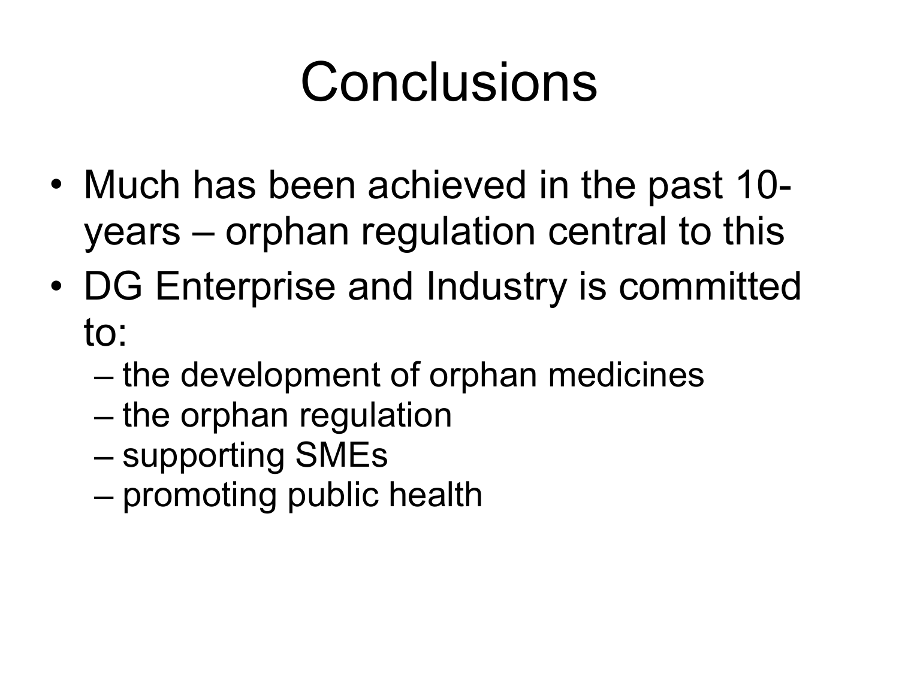# Conclusions

- Much has been achieved in the past 10-years – orphan regulation central to this
- DG Enterprise and Industry is committed to:
  - the development of orphan medicines
  - the orphan regulation
  - supporting SMEs
  - promoting public health